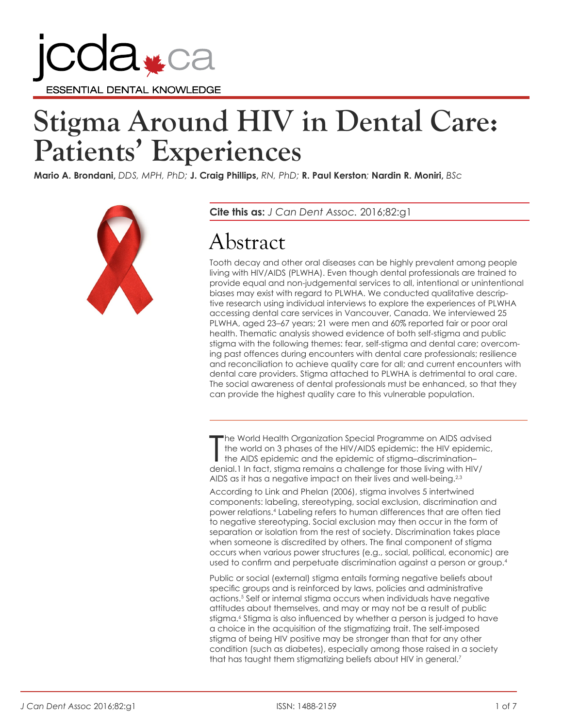jcda.ca

ESSENTIAL DENTAL KNOWLEDGE

# Stigma Around HIV in Dental Care: Patients' Experiences

**Mario A. Brondani,** *DDS, MPH, PhD;* **J. Craig Phillips,** *RN, PhD;* **R. Paul Kerston;** **Nardin R. Moniri,** *BSc*

**Cite this as:** *J Can Dent Assoc.* 2016;82:g1

## Abstract

Tooth decay and other oral diseases can be highly prevalent among people living with HIV/AIDS (PLWHA). Even though dental professionals are trained to provide equal and non-judgemental services to all, intentional or unintentional biases may exist with regard to PLWHA. We conducted qualitative descriptive research using individual interviews to explore the experiences of PLWHA accessing dental care services in Vancouver, Canada. We interviewed 25 PLWHA, aged 23–67 years; 21 were men and 60% reported fair or poor oral health. Thematic analysis showed evidence of both self-stigma and public stigma with the following themes: fear, self-stigma and dental care; overcoming past offences during encounters with dental care professionals; resilience and reconciliation to achieve quality care for all; and current encounters with dental care providers. Stigma attached to PLWHA is detrimental to oral care. The social awareness of dental professionals must be enhanced, so that they can provide the highest quality care to this vulnerable population.

The World Health Organization Special Programme on AIDS advised the world on 3 phases of the HIV/AIDS epidemic: the HIV epidemic, the AIDS epidemic and the epidemic of stigma–discrimination–denial.1 In fact, stigma remains a challenge for those living with HIV/AIDS as it has a negative impact on their lives and well-being.[2,3]

According to Link and Phelan (2006), stigma involves 5 intertwined components: labeling, stereotyping, social exclusion, discrimination and power relations.[4] Labeling refers to human differences that are often tied to negative stereotyping. Social exclusion may then occur in the form of separation or isolation from the rest of society. Discrimination takes place when someone is discredited by others. The final component of stigma occurs when various power structures (e.g., social, political, economic) are used to confirm and perpetuate discrimination against a person or group.[4]

Public or social (external) stigma entails forming negative beliefs about specific groups and is reinforced by laws, policies and administrative actions.[5] Self or internal stigma occurs when individuals have negative attitudes about themselves, and may or may not be a result of public stigma.[6] Stigma is also influenced by whether a person is judged to have a choice in the acquisition of the stigmatizing trait. The self-imposed stigma of being HIV positive may be stronger than that for any other condition (such as diabetes), especially among those raised in a society that has taught them stigmatizing beliefs about HIV in general.[7]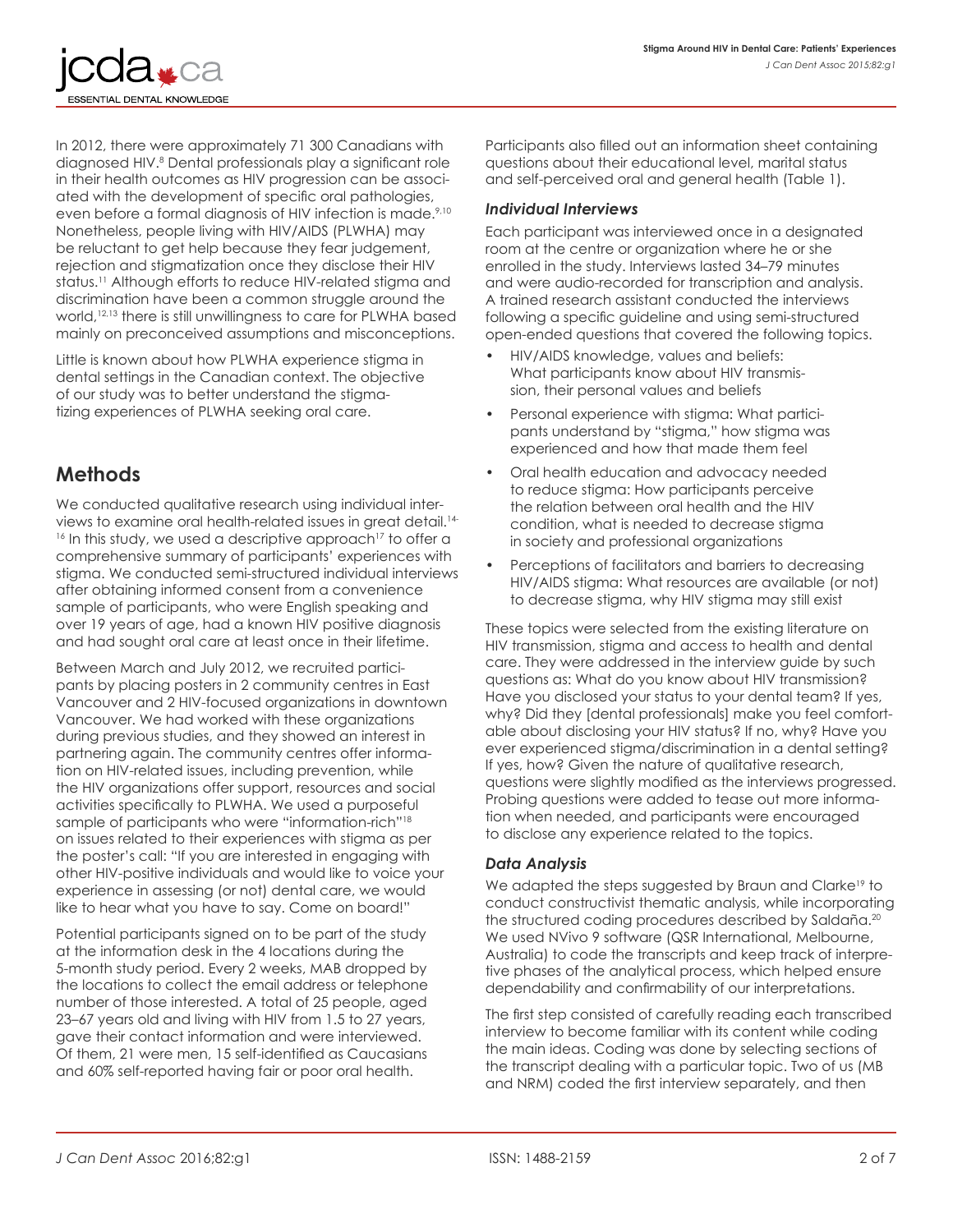In 2012, there were approximately 71 300 Canadians with diagnosed HIV.[8] Dental professionals play a significant role in their health outcomes as HIV progression can be associated with the development of specific oral pathologies, even before a formal diagnosis of HIV infection is made.[9,10] Nonetheless, people living with HIV/AIDS (PLWHA) may be reluctant to get help because they fear judgement, rejection and stigmatization once they disclose their HIV status.[11] Although efforts to reduce HIV-related stigma and discrimination have been a common struggle around the world,[12,13] there is still unwillingness to care for PLWHA based mainly on preconceived assumptions and misconceptions.

Little is known about how PLWHA experience stigma in dental settings in the Canadian context. The objective of our study was to better understand the stigmatizing experiences of PLWHA seeking oral care.

## Methods

We conducted qualitative research using individual interviews to examine oral health-related issues in great detail.[14-16] In this study, we used a descriptive approach[17] to offer a comprehensive summary of participants' experiences with stigma. We conducted semi-structured individual interviews after obtaining informed consent from a convenience sample of participants, who were English speaking and over 19 years of age, had a known HIV positive diagnosis and had sought oral care at least once in their lifetime.

Between March and July 2012, we recruited participants by placing posters in 2 community centres in East Vancouver and 2 HIV-focused organizations in downtown Vancouver. We had worked with these organizations during previous studies, and they showed an interest in partnering again. The community centres offer information on HIV-related issues, including prevention, while the HIV organizations offer support, resources and social activities specifically to PLWHA. We used a purposeful sample of participants who were "information-rich"[18] on issues related to their experiences with stigma as per the poster's call: "If you are interested in engaging with other HIV-positive individuals and would like to voice your experience in assessing (or not) dental care, we would like to hear what you have to say. Come on board!"

Potential participants signed on to be part of the study at the information desk in the 4 locations during the 5-month study period. Every 2 weeks, MAB dropped by the locations to collect the email address or telephone number of those interested. A total of 25 people, aged 23–67 years old and living with HIV from 1.5 to 27 years, gave their contact information and were interviewed. Of them, 21 were men, 15 self-identified as Caucasians and 60% self-reported having fair or poor oral health.

Participants also filled out an information sheet containing questions about their educational level, marital status and self-perceived oral and general health (Table 1).

### *Individual Interviews*

Each participant was interviewed once in a designated room at the centre or organization where he or she enrolled in the study. Interviews lasted 34–79 minutes and were audio-recorded for transcription and analysis. A trained research assistant conducted the interviews following a specific guideline and using semi-structured open-ended questions that covered the following topics.

- HIV/AIDS knowledge, values and beliefs: What participants know about HIV transmission, their personal values and beliefs
- Personal experience with stigma: What participants understand by "stigma," how stigma was experienced and how that made them feel
- Oral health education and advocacy needed to reduce stigma: How participants perceive the relation between oral health and the HIV condition, what is needed to decrease stigma in society and professional organizations
- Perceptions of facilitators and barriers to decreasing HIV/AIDS stigma: What resources are available (or not) to decrease stigma, why HIV stigma may still exist

These topics were selected from the existing literature on HIV transmission, stigma and access to health and dental care. They were addressed in the interview guide by such questions as: What do you know about HIV transmission? Have you disclosed your status to your dental team? If yes, why? Did they [dental professionals] make you feel comfortable about disclosing your HIV status? If no, why? Have you ever experienced stigma/discrimination in a dental setting? If yes, how? Given the nature of qualitative research, questions were slightly modified as the interviews progressed. Probing questions were added to tease out more information when needed, and participants were encouraged to disclose any experience related to the topics.

### *Data Analysis*

We adapted the steps suggested by Braun and Clarke[19] to conduct constructivist thematic analysis, while incorporating the structured coding procedures described by Saldaña.[20] We used NVivo 9 software (QSR International, Melbourne, Australia) to code the transcripts and keep track of interpretive phases of the analytical process, which helped ensure dependability and confirmability of our interpretations.

The first step consisted of carefully reading each transcribed interview to become familiar with its content while coding the main ideas. Coding was done by selecting sections of the transcript dealing with a particular topic. Two of us (MB and NRM) coded the first interview separately, and then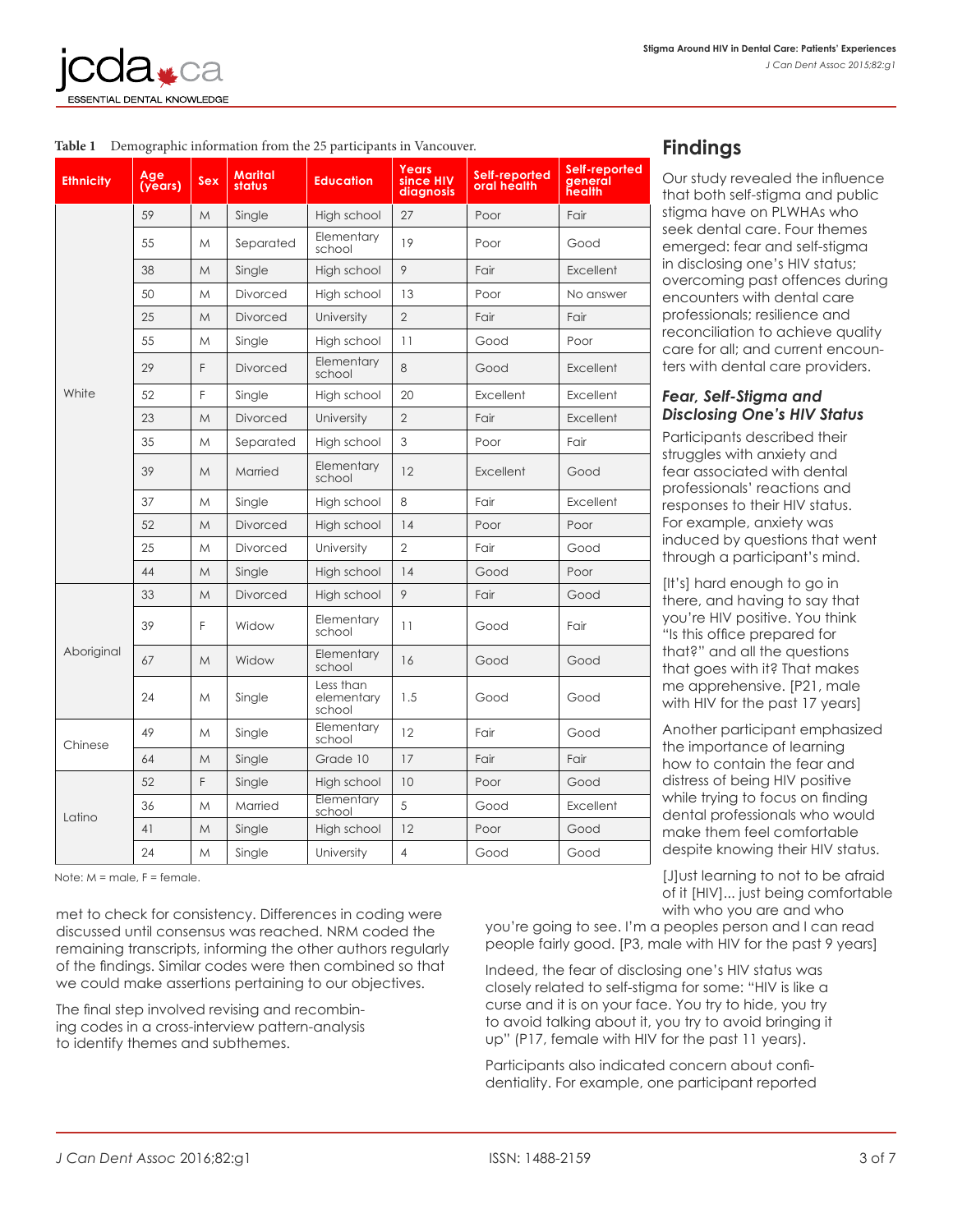Table 1 Demographic information from the 25 participants in Vancouver.

| Ethnicity | Age (years) | Sex | Marital status | Education | Years since HIV diagnosis | Self-reported oral health | Self-reported general health |
|---|---|---|---|---|---|---|---|
| White | 59 | M | Single | High school | 27 | Poor | Fair |
| | 55 | M | Separated | Elementary school | 19 | Poor | Good |
| | 38 | M | Single | High school | 9 | Fair | Excellent |
| | 50 | M | Divorced | High school | 13 | Poor | No answer |
| | 25 | M | Divorced | University | 2 | Fair | Fair |
| | 55 | M | Single | High school | 11 | Good | Poor |
| | 29 | F | Divorced | Elementary school | 8 | Good | Excellent |
| | 52 | F | Single | High school | 20 | Excellent | Excellent |
| | 23 | M | Divorced | University | 2 | Fair | Excellent |
| | 35 | M | Separated | High school | 3 | Poor | Fair |
| | 39 | M | Married | Elementary school | 12 | Excellent | Good |
| | 37 | M | Single | High school | 8 | Fair | Excellent |
| | 52 | M | Divorced | High school | 14 | Poor | Poor |
| | 25 | M | Divorced | University | 2 | Fair | Good |
| | 44 | M | Single | High school | 14 | Good | Poor |
| Aboriginal | 33 | M | Divorced | High school | 9 | Fair | Good |
| | 39 | F | Widow | Elementary school | 11 | Good | Fair |
| | 67 | M | Widow | Elementary school | 16 | Good | Good |
| | 24 | M | Single | Less than elementary school | 1.5 | Good | Good |
| Chinese | 49 | M | Single | Elementary school | 12 | Fair | Good |
| | 64 | M | Single | Grade 10 | 17 | Fair | Fair |
| Latino | 52 | F | Single | High school | 10 | Poor | Good |
| | 36 | M | Married | Elementary school | 5 | Good | Excellent |
| | 41 | M | Single | High school | 12 | Poor | Good |
| | 24 | M | Single | University | 4 | Good | Good |

Note: M = male, F = female.

met to check for consistency. Differences in coding were discussed until consensus was reached. NRM coded the remaining transcripts, informing the other authors regularly of the findings. Similar codes were then combined so that we could make assertions pertaining to our objectives.

The final step involved revising and recombining codes in a cross-interview pattern-analysis to identify themes and subthemes.

## Findings

Our study revealed the influence that both self-stigma and public stigma have on PLWHAs who seek dental care. Four themes emerged: fear and self-stigma in disclosing one's HIV status; overcoming past offences during encounters with dental care professionals; resilience and reconciliation to achieve quality care for all; and current encounters with dental care providers.

### *Fear, Self-Stigma and Disclosing One's HIV Status*

Participants described their struggles with anxiety and fear associated with dental professionals' reactions and responses to their HIV status. For example, anxiety was induced by questions that went through a participant's mind.

> [It's] hard enough to go in there, and having to say that you're HIV positive. You think "Is this office prepared for that?" and all the questions that goes with it? That makes me apprehensive. [P21, male with HIV for the past 17 years]

Another participant emphasized the importance of learning how to contain the fear and distress of being HIV positive while trying to focus on finding dental professionals who would make them feel comfortable despite knowing their HIV status.

> [J]ust learning to not to be afraid of it [HIV]... just being comfortable with who you are and who you're going to see. I'm a peoples person and I can read people fairly good. [P3, male with HIV for the past 9 years]

Indeed, the fear of disclosing one's HIV status was closely related to self-stigma for some: "HIV is like a curse and it is on your face. You try to hide, you try to avoid talking about it, you try to avoid bringing it up" (P17, female with HIV for the past 11 years).

Participants also indicated concern about confidentiality. For example, one participant reported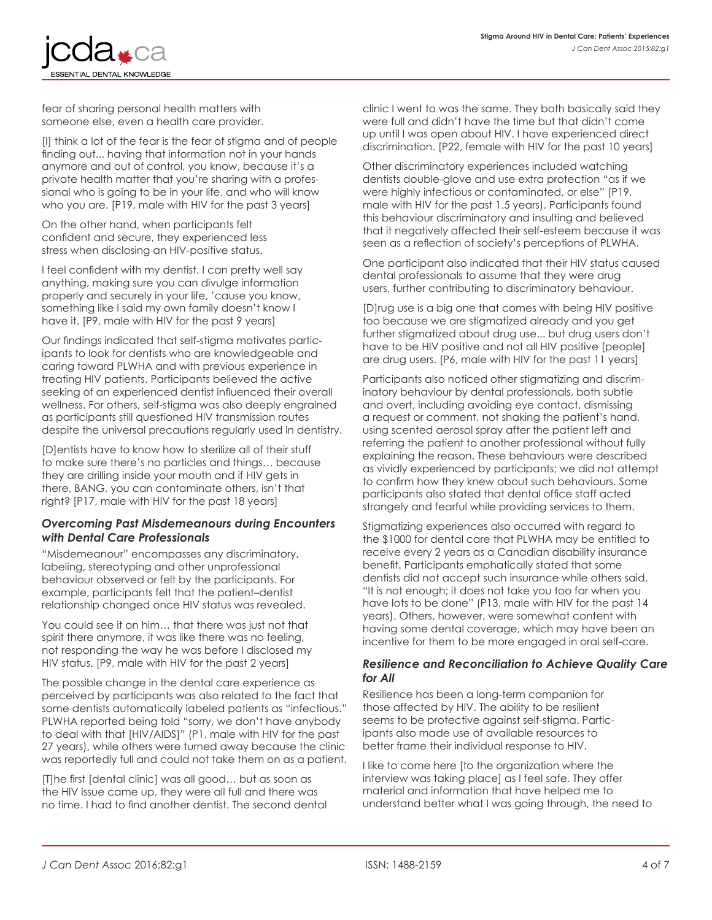fear of sharing personal health matters with someone else, even a health care provider.

[I] think a lot of the fear is the fear of stigma and of people finding out... having that information not in your hands anymore and out of control, you know, because it's a private health matter that you're sharing with a professional who is going to be in your life, and who will know who you are. [P19, male with HIV for the past 3 years]

On the other hand, when participants felt confident and secure, they experienced less stress when disclosing an HIV-positive status.

I feel confident with my dentist. I can pretty well say anything, making sure you can divulge information properly and securely in your life, 'cause you know, something like I said my own family doesn't know I have it. [P9, male with HIV for the past 9 years]

Our findings indicated that self-stigma motivates participants to look for dentists who are knowledgeable and caring toward PLWHA and with previous experience in treating HIV patients. Participants believed the active seeking of an experienced dentist influenced their overall wellness. For others, self-stigma was also deeply engrained as participants still questioned HIV transmission routes despite the universal precautions regularly used in dentistry.

[D]entists have to know how to sterilize all of their stuff to make sure there's no particles and things… because they are drilling inside your mouth and if HIV gets in there, BANG, you can contaminate others, isn't that right? [P17, male with HIV for the past 18 years]

### *Overcoming Past Misdemeanours during Encounters with Dental Care Professionals*

"Misdemeanour" encompasses any discriminatory, labeling, stereotyping and other unprofessional behaviour observed or felt by the participants. For example, participants felt that the patient–dentist relationship changed once HIV status was revealed.

You could see it on him… that there was just not that spirit there anymore, it was like there was no feeling, not responding the way he was before I disclosed my HIV status. [P9, male with HIV for the past 2 years]

The possible change in the dental care experience as perceived by participants was also related to the fact that some dentists automatically labeled patients as "infectious." PLWHA reported being told "sorry, we don't have anybody to deal with that [HIV/AIDS]" (P1, male with HIV for the past 27 years), while others were turned away because the clinic was reportedly full and could not take them on as a patient.

[T]he first [dental clinic] was all good… but as soon as the HIV issue came up, they were all full and there was no time. I had to find another dentist. The second dental clinic I went to was the same. They both basically said they were full and didn't have the time but that didn't come up until I was open about HIV. I have experienced direct discrimination. [P22, female with HIV for the past 10 years]

Other discriminatory experiences included watching dentists double-glove and use extra protection "as if we were highly infectious or contaminated, or else" (P19, male with HIV for the past 1.5 years). Participants found this behaviour discriminatory and insulting and believed that it negatively affected their self-esteem because it was seen as a reflection of society's perceptions of PLWHA.

One participant also indicated that their HIV status caused dental professionals to assume that they were drug users, further contributing to discriminatory behaviour.

[D]rug use is a big one that comes with being HIV positive too because we are stigmatized already and you get further stigmatized about drug use... but drug users don't have to be HIV positive and not all HIV positive [people] are drug users. [P6, male with HIV for the past 11 years]

Participants also noticed other stigmatizing and discriminatory behaviour by dental professionals, both subtle and overt, including avoiding eye contact, dismissing a request or comment, not shaking the patient's hand, using scented aerosol spray after the patient left and referring the patient to another professional without fully explaining the reason. These behaviours were described as vividly experienced by participants; we did not attempt to confirm how they knew about such behaviours. Some participants also stated that dental office staff acted strangely and fearful while providing services to them.

Stigmatizing experiences also occurred with regard to the $1000 for dental care that PLWHA may be entitled to receive every 2 years as a Canadian disability insurance benefit. Participants emphatically stated that some dentists did not accept such insurance while others said, "It is not enough; it does not take you too far when you have lots to be done" (P13, male with HIV for the past 14 years). Others, however, were somewhat content with having some dental coverage, which may have been an incentive for them to be more engaged in oral self-care.

### *Resilience and Reconciliation to Achieve Quality Care for All*

Resilience has been a long-term companion for those affected by HIV. The ability to be resilient seems to be protective against self-stigma. Participants also made use of available resources to better frame their individual response to HIV.

I like to come here [to the organization where the interview was taking place] as I feel safe. They offer material and information that have helped me to understand better what I was going through, the need to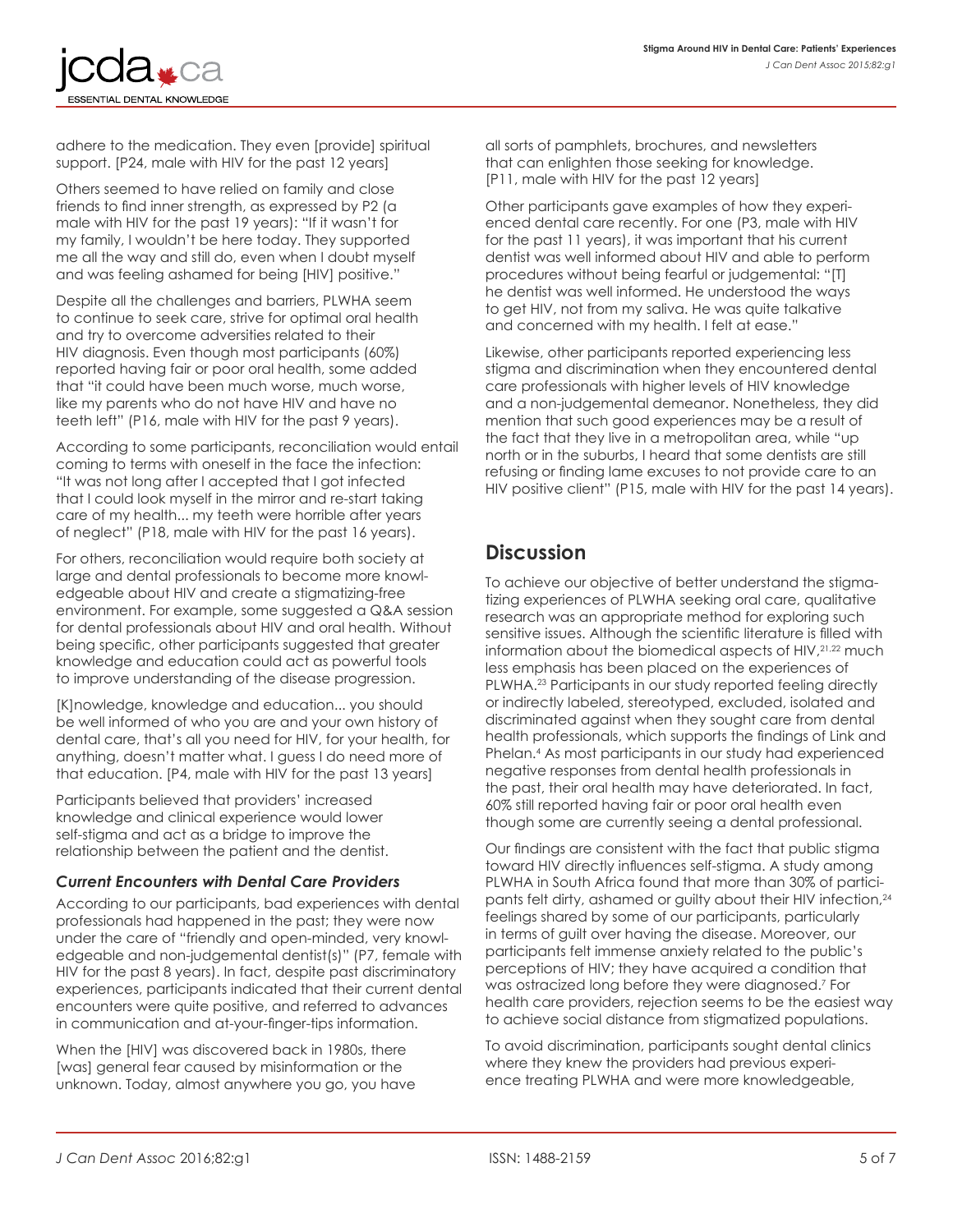adhere to the medication. They even [provide] spiritual support. [P24, male with HIV for the past 12 years]

Others seemed to have relied on family and close friends to find inner strength, as expressed by P2 (a male with HIV for the past 19 years): "If it wasn't for my family, I wouldn't be here today. They supported me all the way and still do, even when I doubt myself and was feeling ashamed for being [HIV] positive."

Despite all the challenges and barriers, PLWHA seem to continue to seek care, strive for optimal oral health and try to overcome adversities related to their HIV diagnosis. Even though most participants (60%) reported having fair or poor oral health, some added that "it could have been much worse, much worse, like my parents who do not have HIV and have no teeth left" (P16, male with HIV for the past 9 years).

According to some participants, reconciliation would entail coming to terms with oneself in the face the infection: "It was not long after I accepted that I got infected that I could look myself in the mirror and re-start taking care of my health... my teeth were horrible after years of neglect" (P18, male with HIV for the past 16 years).

For others, reconciliation would require both society at large and dental professionals to become more knowledgeable about HIV and create a stigmatizing-free environment. For example, some suggested a Q&A session for dental professionals about HIV and oral health. Without being specific, other participants suggested that greater knowledge and education could act as powerful tools to improve understanding of the disease progression.

[K]nowledge, knowledge and education... you should be well informed of who you are and your own history of dental care, that's all you need for HIV, for your health, for anything, doesn't matter what. I guess I do need more of that education. [P4, male with HIV for the past 13 years]

Participants believed that providers' increased knowledge and clinical experience would lower self-stigma and act as a bridge to improve the relationship between the patient and the dentist.

### *Current Encounters with Dental Care Providers*

According to our participants, bad experiences with dental professionals had happened in the past; they were now under the care of "friendly and open-minded, very knowledgeable and non-judgemental dentist(s)" (P7, female with HIV for the past 8 years). In fact, despite past discriminatory experiences, participants indicated that their current dental encounters were quite positive, and referred to advances in communication and at-your-finger-tips information.

When the [HIV] was discovered back in 1980s, there [was] general fear caused by misinformation or the unknown. Today, almost anywhere you go, you have all sorts of pamphlets, brochures, and newsletters that can enlighten those seeking for knowledge. [P11, male with HIV for the past 12 years]

Other participants gave examples of how they experienced dental care recently. For one (P3, male with HIV for the past 11 years), it was important that his current dentist was well informed about HIV and able to perform procedures without being fearful or judgemental: "[T]he dentist was well informed. He understood the ways to get HIV, not from my saliva. He was quite talkative and concerned with my health. I felt at ease."

Likewise, other participants reported experiencing less stigma and discrimination when they encountered dental care professionals with higher levels of HIV knowledge and a non-judgemental demeanor. Nonetheless, they did mention that such good experiences may be a result of the fact that they live in a metropolitan area, while "up north or in the suburbs, I heard that some dentists are still refusing or finding lame excuses to not provide care to an HIV positive client" (P15, male with HIV for the past 14 years).

## Discussion

To achieve our objective of better understand the stigmatizing experiences of PLWHA seeking oral care, qualitative research was an appropriate method for exploring such sensitive issues. Although the scientific literature is filled with information about the biomedical aspects of HIV,[21,22] much less emphasis has been placed on the experiences of PLWHA.[23] Participants in our study reported feeling directly or indirectly labeled, stereotyped, excluded, isolated and discriminated against when they sought care from dental health professionals, which supports the findings of Link and Phelan.[4] As most participants in our study had experienced negative responses from dental health professionals in the past, their oral health may have deteriorated. In fact, 60% still reported having fair or poor oral health even though some are currently seeing a dental professional.

Our findings are consistent with the fact that public stigma toward HIV directly influences self-stigma. A study among PLWHA in South Africa found that more than 30% of participants felt dirty, ashamed or guilty about their HIV infection,[24] feelings shared by some of our participants, particularly in terms of guilt over having the disease. Moreover, our participants felt immense anxiety related to the public's perceptions of HIV; they have acquired a condition that was ostracized long before they were diagnosed.[7] For health care providers, rejection seems to be the easiest way to achieve social distance from stigmatized populations.

To avoid discrimination, participants sought dental clinics where they knew the providers had previous experience treating PLWHA and were more knowledgeable,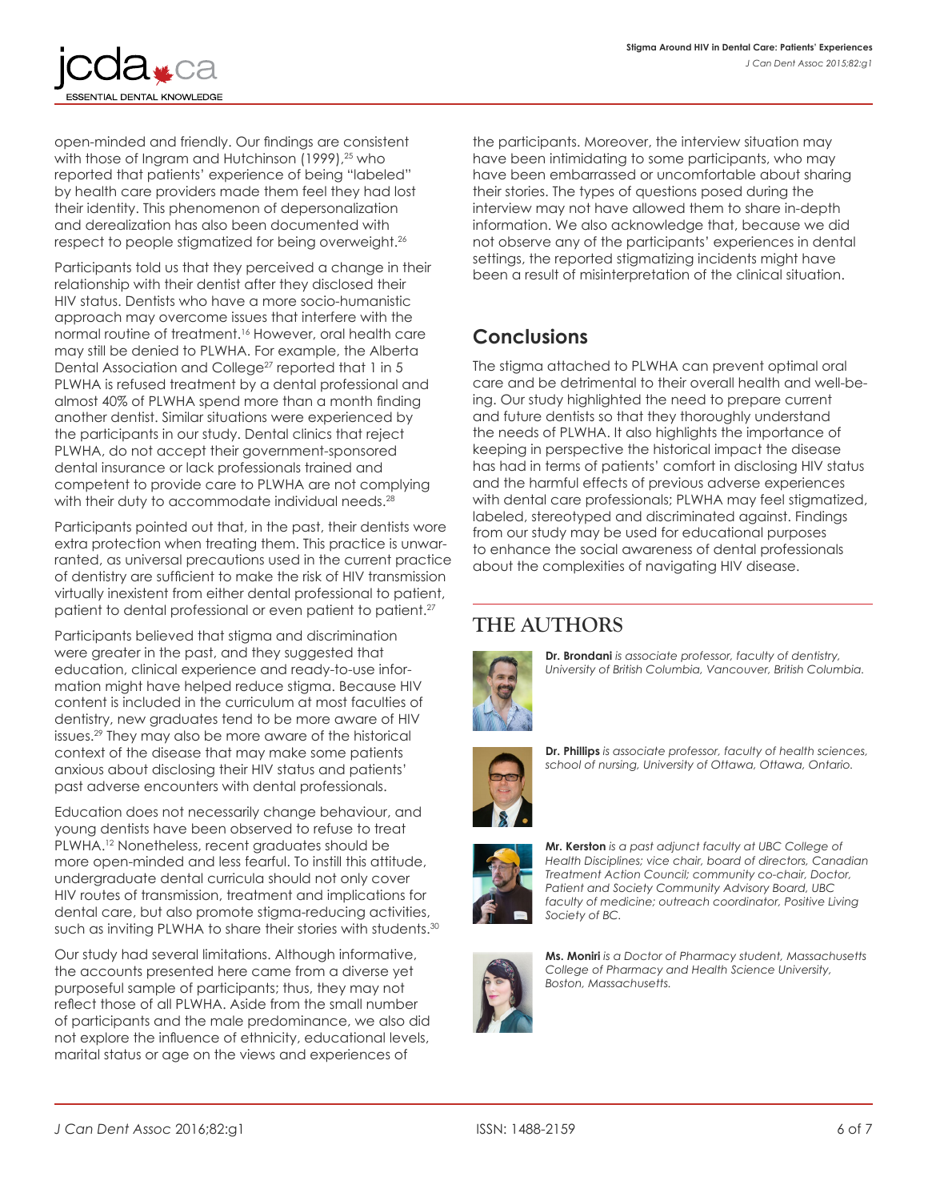open-minded and friendly. Our findings are consistent with those of Ingram and Hutchinson (1999),[25] who reported that patients' experience of being "labeled" by health care providers made them feel they had lost their identity. This phenomenon of depersonalization and derealization has also been documented with respect to people stigmatized for being overweight.[26]

Participants told us that they perceived a change in their relationship with their dentist after they disclosed their HIV status. Dentists who have a more socio-humanistic approach may overcome issues that interfere with the normal routine of treatment.[16] However, oral health care may still be denied to PLWHA. For example, the Alberta Dental Association and College[27] reported that 1 in 5 PLWHA is refused treatment by a dental professional and almost 40% of PLWHA spend more than a month finding another dentist. Similar situations were experienced by the participants in our study. Dental clinics that reject PLWHA, do not accept their government-sponsored dental insurance or lack professionals trained and competent to provide care to PLWHA are not complying with their duty to accommodate individual needs.[28]

Participants pointed out that, in the past, their dentists wore extra protection when treating them. This practice is unwarranted, as universal precautions used in the current practice of dentistry are sufficient to make the risk of HIV transmission virtually inexistent from either dental professional to patient, patient to dental professional or even patient to patient.[27]

Participants believed that stigma and discrimination were greater in the past, and they suggested that education, clinical experience and ready-to-use information might have helped reduce stigma. Because HIV content is included in the curriculum at most faculties of dentistry, new graduates tend to be more aware of HIV issues.[29] They may also be more aware of the historical context of the disease that may make some patients anxious about disclosing their HIV status and patients' past adverse encounters with dental professionals.

Education does not necessarily change behaviour, and young dentists have been observed to refuse to treat PLWHA.[12] Nonetheless, recent graduates should be more open-minded and less fearful. To instill this attitude, undergraduate dental curricula should not only cover HIV routes of transmission, treatment and implications for dental care, but also promote stigma-reducing activities, such as inviting PLWHA to share their stories with students.[30]

Our study had several limitations. Although informative, the accounts presented here came from a diverse yet purposeful sample of participants; thus, they may not reflect those of all PLWHA. Aside from the small number of participants and the male predominance, we also did not explore the influence of ethnicity, educational levels, marital status or age on the views and experiences of the participants. Moreover, the interview situation may have been intimidating to some participants, who may have been embarrassed or uncomfortable about sharing their stories. The types of questions posed during the interview may not have allowed them to share in-depth information. We also acknowledge that, because we did not observe any of the participants' experiences in dental settings, the reported stigmatizing incidents might have been a result of misinterpretation of the clinical situation.

## Conclusions

The stigma attached to PLWHA can prevent optimal oral care and be detrimental to their overall health and well-being. Our study highlighted the need to prepare current and future dentists so that they thoroughly understand the needs of PLWHA. It also highlights the importance of keeping in perspective the historical impact the disease has had in terms of patients' comfort in disclosing HIV status and the harmful effects of previous adverse experiences with dental care professionals; PLWHA may feel stigmatized, labeled, stereotyped and discriminated against. Findings from our study may be used for educational purposes to enhance the social awareness of dental professionals about the complexities of navigating HIV disease.

## THE AUTHORS

**Dr. Brondani** *is associate professor, faculty of dentistry, University of British Columbia, Vancouver, British Columbia.*

**Dr. Phillips** *is associate professor, faculty of health sciences, school of nursing, University of Ottawa, Ottawa, Ontario.*

**Mr. Kerston** *is a past adjunct faculty at UBC College of Health Disciplines; vice chair, board of directors, Canadian Treatment Action Council; community co-chair, Doctor, Patient and Society Community Advisory Board, UBC faculty of medicine; outreach coordinator, Positive Living Society of BC.*

**Ms. Moniri** *is a Doctor of Pharmacy student, Massachusetts College of Pharmacy and Health Science University, Boston, Massachusetts.*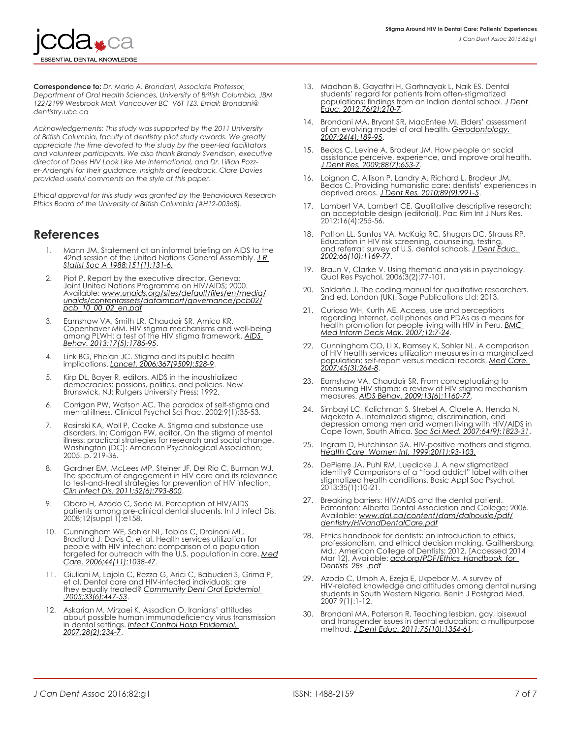**Correspondence to:** *Dr. Mario A. Brondani, Associate Professor, Department of Oral Health Sciences, University of British Columbia, JBM 122/2199 Wesbrook Mall, Vancouver BC V6T 1Z3. Email: Brondani@dentistry.ubc.ca*

*Acknowledgements: This study was supported by the 2011 University of British Columbia, faculty of dentistry pilot study awards. We greatly appreciate the time devoted to the study by the peer-led facilitators and volunteer participants. We also thank Brandy Svendson, executive director of Does HIV Look Like Me International, and Dr. Lillian Pozzer-Ardenghi for their guidance, insights and feedback. Clare Davies provided useful comments on the style of this paper.*

*Ethical approval for this study was granted by the Behavioural Research Ethics Board of the University of British Columbia (#H12-00368).*

## References

1. Mann JM. Statement at an informal briefing on AIDS to the 42nd session of the United Nations General Assembly. *J R Statist Soc A 1988;151(1):131-6.*
2. Piot P. Report by the executive director. Geneva: Joint United Nations Programme on HIV/AIDS; 2000. Available: *www.unaids.org/sites/default/files/en/media/unaids/contentassets/dataimport/governance/pcb02/pcb_10_00_02_en.pdf*
3. Earnshaw VA, Smith LR, Chaudoir SR, Amico KR, Copenhaver MM. HIV stigma mechanisms and well-being among PLWH: a test of the HIV stigma framework. *AIDS Behav. 2013;17(5):1785-95*.
4. Link BG, Phelan JC. Stigma and its public health implications. *Lancet. 2006;367(9509):528-9*.
5. Kirp DL, Bayer R, editors. AIDS in the industrialized democracies: passions, politics, and policies. New Brunswick, NJ: Rutgers University Press; 1992.
6. Corrigan PW, Watson AC. The paradox of self-stigma and mental illness. Clinical Psychol Sci Prac. 2002;9(1):35-53.
7. Rasinski KA, Woll P, Cooke A. Stigma and substance use disorders. In: Corrigan PW, editor. On the stigma of mental illness: practical strategies for research and social change. Washington (DC): American Psychological Association; 2005. p. 219-36.
8. Gardner EM, McLees MP, Steiner JF, Del Rio C, Burman WJ. The spectrum of engagement in HIV care and its relevance to test-and-treat strategies for prevention of HIV infection. *Clin Infect Dis. 2011;52(6):793-800*.
9. Oboro H, Azodo C, Sede M. Perception of HIV/AIDS patients among pre-clinical dental students. Int J Infect Dis. 2008;12(suppl 1):e158.
10. Cunningham WE, Sohler NL, Tobias C, Drainoni ML, Bradford J, Davis C, et al. Health services utilization for people with HIV infection: comparison of a population targeted for outreach with the U.S. population in care. *Med Care. 2006;44(11):1038-47*.
11. Giuliani M, Lajolo C, Rezza G, Arici C, Babudieri S, Grima P, et al. Dental care and HIV-infected individuals: are they equally treated? *Community Dent Oral Epidemiol .2005;33(6):447-53*.
12. Askarian M, Mirzaei K, Assadian O. Iranians' attitudes about possible human immunodeficiency virus transmission in dental settings. *Infect Control Hosp Epidemiol. 2007;28(2):234-7*.
13. Madhan B, Gayathri H, Garhnayak L, Naik ES. Dental students' regard for patients from often-stigmatized populations: findings from an Indian dental school. *J Dent Educ. 2012;76(2):210-7*.
14. Brondani MA, Bryant SR, MacEntee MI. Elders' assessment of an evolving model of oral health. *Gerodontology. 2007;24(4):189-95*.
15. Bedos C, Levine A, Brodeur JM. How people on social assistance perceive, experience, and improve oral health. *J Dent Res. 2009;88(7):653-7*.
16. Loignon C, Allison P, Landry A, Richard L, Brodeur JM, Bedos C. Providing humanistic care: dentists' experiences in deprived areas. *J Dent Res. 2010;89(9):991-5*.
17. Lambert VA, Lambert CE. Qualitative descriptive research: an acceptable design (editorial). Pac Rim Int J Nurs Res. 2012;16(4):255-56.
18. Patton LL, Santos VA, McKaig RC, Shugars DC, Strauss RP. Education in HIV risk screening, counseling, testing, and referral: survey of U.S. dental schools. *J Dent Educ. 2002;66(10):1169-77*.
19. Braun V, Clarke V. Using thematic analysis in psychology. Qual Res Psychol. 2006;3(2):77-101.
20. Saldaña J. The coding manual for qualitative researchers. 2nd ed. London (UK): Sage Publications Ltd; 2013.
21. Curioso WH, Kurth AE. Access, use and perceptions regarding Internet, cell phones and PDAs as a means for health promotion for people living with HIV in Peru. *BMC Med Inform Decis Mak. 2007;12:7-24*.
22. Cunningham CO, Li X, Ramsey K, Sohler NL. A comparison of HIV health services utilization measures in a marginalized population: self-report versus medical records. *Med Care. 2007;45(3):264-8*.
23. Earnshaw VA, Chaudoir SR. From conceptualizing to measuring HIV stigma: a review of HIV stigma mechanism measures. *AIDS Behav. 2009;13(6):1160-77*.
24. Simbayi LC, Kalichman S, Strebel A, Cloete A, Henda N, Mqeketo A. Internalized stigma, discrimination, and depression among men and women living with HIV/AIDS in Cape Town, South Africa. *Soc Sci Med. 2007;64(9):1823-31*.
25. Ingram D, Hutchinson SA. HIV-positive mothers and stigma. *Health Care Women Int. 1999;20(1):93-103.*
26. DePierre JA, Puhl RM, Luedicke J. A new stigmatized identity? Comparisons of a "food addict" label with other stigmatized health conditions. Basic Appl Soc Psychol. 2013;35(1):10-21.
27. Breaking barriers: HIV/AIDS and the dental patient. Edmonton: Alberta Dental Association and College; 2006. Available: *www.dal.ca/content/dam/dalhousie/pdf/dentistry/HIVandDentalCare.pdf*
28. Ethics handbook for dentists: an introduction to ethics, professionalism, and ethical decision making. Gaithersburg, Md.: American College of Dentists; 2012. [Accessed 2014 Mar 12]. Available: *acd.org/PDF/Ethics_Handbook_for_Dentists_28s_.pdf*
29. Azodo C, Umoh A, Ezeja E, Ukpebor M. A survey of HIV-related knowledge and attitudes among dental nursing students in South Western Nigeria. Benin J Postgrad Med. 2007 9(1):1-12.
30. Brondani MA, Paterson R. Teaching lesbian, gay, bisexual and transgender issues in dental education: a multipurpose method. *J Dent Educ. 2011;75(10):1354-61*.